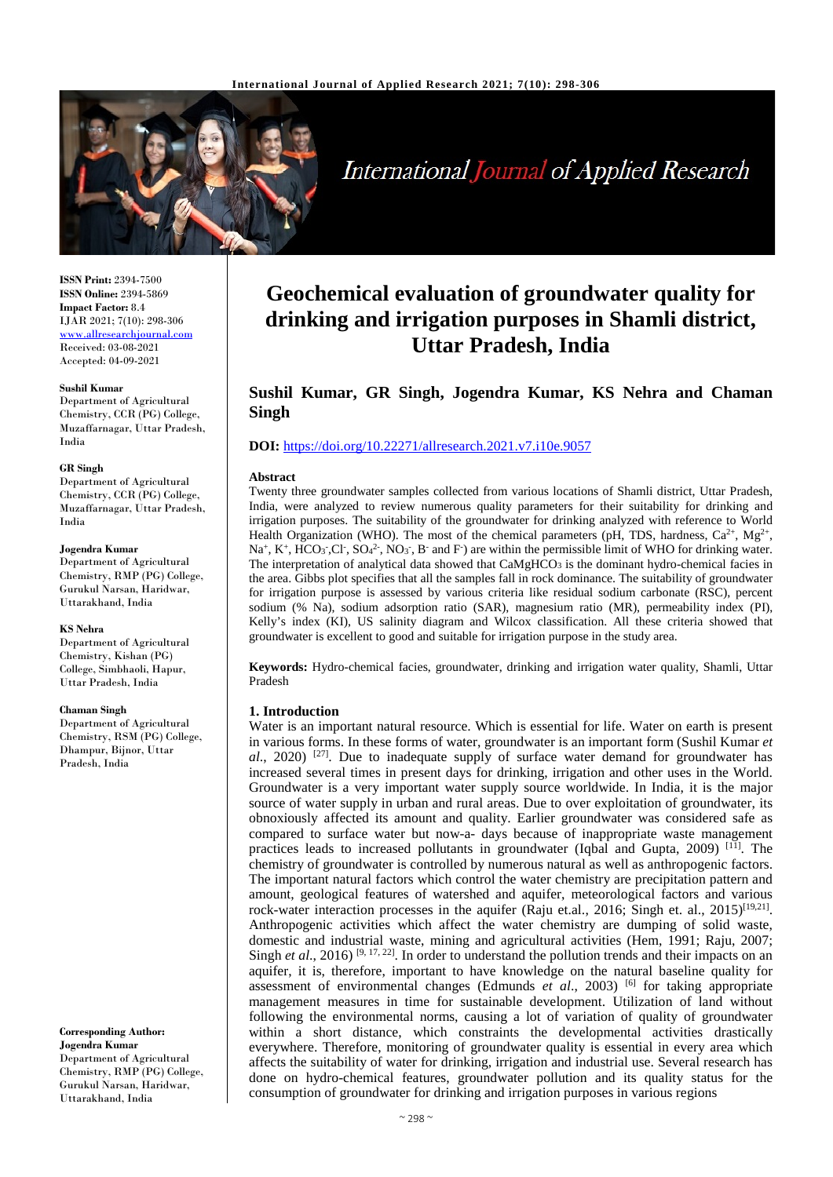ISSN Print: 2394-7500
ISSN Online: 2394-5869
Impact Factor: 8.4
IJAR 2021; 7(10): 298-306
www.allresearchjournal.com
Received: 03-08-2021
Accepted: 04-09-2021

**Sushil Kumar**
Department of Agricultural Chemistry, CCR (PG) College, Muzaffarnagar, Uttar Pradesh, India

**GR Singh**
Department of Agricultural Chemistry, CCR (PG) College, Muzaffarnagar, Uttar Pradesh, India

**Jogendra Kumar**
Department of Agricultural Chemistry, RMP (PG) College, Gurukul Narsan, Haridwar, Uttarakhand, India

**KS Nehra**
Department of Agricultural Chemistry, Kishan (PG) College, Simbhaoli, Hapur, Uttar Pradesh, India

**Chaman Singh**
Department of Agricultural Chemistry, RSM (PG) College, Dhampur, Bijnor, Uttar Pradesh, India

**Corresponding Author:**
**Jogendra Kumar**
Department of Agricultural Chemistry, RMP (PG) College, Gurukul Narsan, Haridwar, Uttarakhand, India

# Geochemical evaluation of groundwater quality for drinking and irrigation purposes in Shamli district, Uttar Pradesh, India

**Sushil Kumar, GR Singh, Jogendra Kumar, KS Nehra and Chaman Singh**

**DOI:** https://doi.org/10.22271/allresearch.2021.v7.i10e.9057

## Abstract

Twenty three groundwater samples collected from various locations of Shamli district, Uttar Pradesh, India, were analyzed to review numerous quality parameters for their suitability for drinking and irrigation purposes. The suitability of the groundwater for drinking analyzed with reference to World Health Organization (WHO). The most of the chemical parameters (pH, TDS, hardness, $Ca^{2+}$, $Mg^{2+}$, $Na^{+}$, $K^{+}$, $HCO_3^{-}$, $Cl^{-}$, $SO_4^{2-}$, $NO_3^{-}$, $B^{-}$ and $F^{-}$) are within the permissible limit of WHO for drinking water. The interpretation of analytical data showed that $CaMgHCO_3$ is the dominant hydro-chemical facies in the area. Gibbs plot specifies that all the samples fall in rock dominance. The suitability of groundwater for irrigation purpose is assessed by various criteria like residual sodium carbonate (RSC), percent sodium (% Na), sodium adsorption ratio (SAR), magnesium ratio (MR), permeability index (PI), Kelly's index (KI), US salinity diagram and Wilcox classification. All these criteria showed that groundwater is excellent to good and suitable for irrigation purpose in the study area.

**Keywords:** Hydro-chemical facies, groundwater, drinking and irrigation water quality, Shamli, Uttar Pradesh

## 1. Introduction

Water is an important natural resource. Which is essential for life. Water on earth is present in various forms. In these forms of water, groundwater is an important form (Sushil Kumar *et al*., 2020) [27]. Due to inadequate supply of surface water demand for groundwater has increased several times in present days for drinking, irrigation and other uses in the World. Groundwater is a very important water supply source worldwide. In India, it is the major source of water supply in urban and rural areas. Due to over exploitation of groundwater, its obnoxiously affected its amount and quality. Earlier groundwater was considered safe as compared to surface water but now-a- days because of inappropriate waste management practices leads to increased pollutants in groundwater (Iqbal and Gupta, 2009) [11]. The chemistry of groundwater is controlled by numerous natural as well as anthropogenic factors. The important natural factors which control the water chemistry are precipitation pattern and amount, geological features of watershed and aquifer, meteorological factors and various rock-water interaction processes in the aquifer (Raju et.al., 2016; Singh et. al., 2015)[19,21]. Anthropogenic activities which affect the water chemistry are dumping of solid waste, domestic and industrial waste, mining and agricultural activities (Hem, 1991; Raju, 2007; Singh *et al*., 2016) [9, 17, 22]. In order to understand the pollution trends and their impacts on an aquifer, it is, therefore, important to have knowledge on the natural baseline quality for assessment of environmental changes (Edmunds *et al*., 2003) [6] for taking appropriate management measures in time for sustainable development. Utilization of land without following the environmental norms, causing a lot of variation of quality of groundwater within a short distance, which constraints the developmental activities drastically everywhere. Therefore, monitoring of groundwater quality is essential in every area which affects the suitability of water for drinking, irrigation and industrial use. Several research has done on hydro-chemical features, groundwater pollution and its quality status for the consumption of groundwater for drinking and irrigation purposes in various regions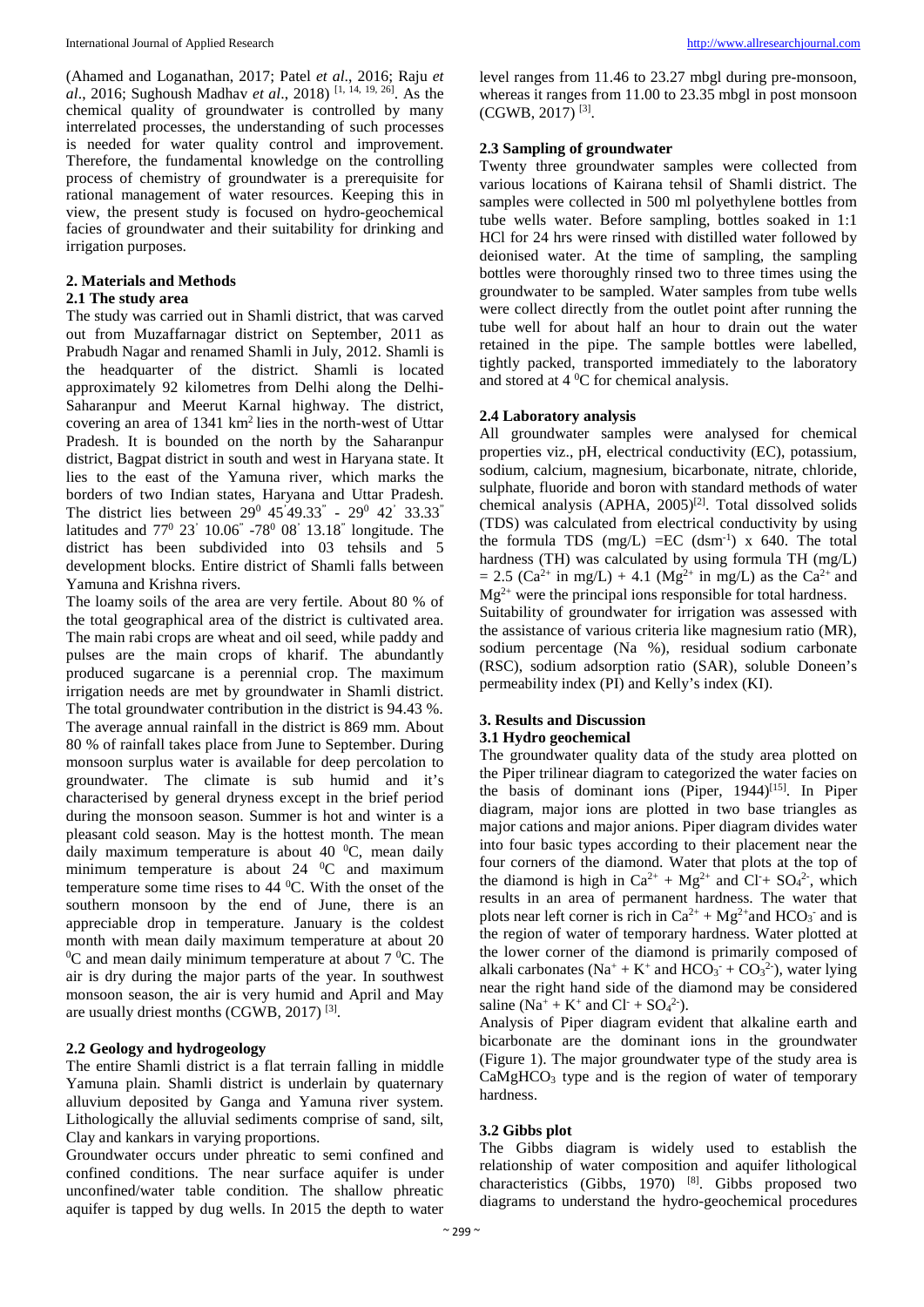(Ahamed and Loganathan, 2017; Patel *et al*., 2016; Raju *et al*., 2016; Sughoush Madhav *et al*., 2018) [1, 14, 19, 26]. As the chemical quality of groundwater is controlled by many interrelated processes, the understanding of such processes is needed for water quality control and improvement. Therefore, the fundamental knowledge on the controlling process of chemistry of groundwater is a prerequisite for rational management of water resources. Keeping this in view, the present study is focused on hydro-geochemical facies of groundwater and their suitability for drinking and irrigation purposes.

## 2. Materials and Methods

### 2.1 The study area

The study was carried out in Shamli district, that was carved out from Muzaffarnagar district on September, 2011 as Prabudh Nagar and renamed Shamli in July, 2012. Shamli is the headquarter of the district. Shamli is located approximately 92 kilometres from Delhi along the Delhi-Saharanpur and Meerut Karnal highway. The district, covering an area of 1341 km$^2$ lies in the north-west of Uttar Pradesh. It is bounded on the north by the Saharanpur district, Bagpat district in south and west in Haryana state. It lies to the east of the Yamuna river, which marks the borders of two Indian states, Haryana and Uttar Pradesh. The district lies between $29^0\ 45^{'}49.33^{"}$ - $29^0\ 42^{'}\ 33.33^{"}$ latitudes and $77^0\ 23^{'}\ 10.06^{"}$ -$78^0\ 08^{'}\ 13.18^{"}$ longitude. The district has been subdivided into 03 tehsils and 5 development blocks. Entire district of Shamli falls between Yamuna and Krishna rivers.

The loamy soils of the area are very fertile. About 80 % of the total geographical area of the district is cultivated area. The main rabi crops are wheat and oil seed, while paddy and pulses are the main crops of kharif. The abundantly produced sugarcane is a perennial crop. The maximum irrigation needs are met by groundwater in Shamli district. The total groundwater contribution in the district is 94.43 %. The average annual rainfall in the district is 869 mm. About 80 % of rainfall takes place from June to September. During monsoon surplus water is available for deep percolation to groundwater. The climate is sub humid and it's characterised by general dryness except in the brief period during the monsoon season. Summer is hot and winter is a pleasant cold season. May is the hottest month. The mean daily maximum temperature is about 40 $^0$C, mean daily minimum temperature is about 24 $^0$C and maximum temperature some time rises to 44 $^0$C. With the onset of the southern monsoon by the end of June, there is an appreciable drop in temperature. January is the coldest month with mean daily maximum temperature at about 20 $^0$C and mean daily minimum temperature at about 7 $^0$C. The air is dry during the major parts of the year. In southwest monsoon season, the air is very humid and April and May are usually driest months (CGWB, 2017) [3].

### 2.2 Geology and hydrogeology

The entire Shamli district is a flat terrain falling in middle Yamuna plain. Shamli district is underlain by quaternary alluvium deposited by Ganga and Yamuna river system. Lithologically the alluvial sediments comprise of sand, silt, Clay and kankars in varying proportions.

Groundwater occurs under phreatic to semi confined and confined conditions. The near surface aquifer is under unconfined/water table condition. The shallow phreatic aquifer is tapped by dug wells. In 2015 the depth to water level ranges from 11.46 to 23.27 mbgl during pre-monsoon, whereas it ranges from 11.00 to 23.35 mbgl in post monsoon (CGWB, 2017) [3].

### 2.3 Sampling of groundwater

Twenty three groundwater samples were collected from various locations of Kairana tehsil of Shamli district. The samples were collected in 500 ml polyethylene bottles from tube wells water. Before sampling, bottles soaked in 1:1 HCl for 24 hrs were rinsed with distilled water followed by deionised water. At the time of sampling, the sampling bottles were thoroughly rinsed two to three times using the groundwater to be sampled. Water samples from tube wells were collect directly from the outlet point after running the tube well for about half an hour to drain out the water retained in the pipe. The sample bottles were labelled, tightly packed, transported immediately to the laboratory and stored at 4 $^0$C for chemical analysis.

### 2.4 Laboratory analysis

All groundwater samples were analysed for chemical properties viz., pH, electrical conductivity (EC), potassium, sodium, calcium, magnesium, bicarbonate, nitrate, chloride, sulphate, fluoride and boron with standard methods of water chemical analysis (APHA, 2005)[2]. Total dissolved solids (TDS) was calculated from electrical conductivity by using the formula TDS (mg/L) =EC (dsm$^{-1}$) x 640. The total hardness (TH) was calculated by using formula TH (mg/L) = 2.5 ($Ca^{2+}$ in mg/L) + 4.1 ($Mg^{2+}$ in mg/L) as the $Ca^{2+}$ and $Mg^{2+}$ were the principal ions responsible for total hardness.

Suitability of groundwater for irrigation was assessed with the assistance of various criteria like magnesium ratio (MR), sodium percentage (Na %), residual sodium carbonate (RSC), sodium adsorption ratio (SAR), soluble Doneen's permeability index (PI) and Kelly's index (KI).

## 3. Results and Discussion

### 3.1 Hydro geochemical

The groundwater quality data of the study area plotted on the Piper trilinear diagram to categorized the water facies on the basis of dominant ions (Piper, 1944)[15]. In Piper diagram, major ions are plotted in two base triangles as major cations and major anions. Piper diagram divides water into four basic types according to their placement near the four corners of the diamond. Water that plots at the top of the diamond is high in $Ca^{2+}$ + $Mg^{2+}$ and $Cl^{-}$+ $SO_4^{2-}$, which results in an area of permanent hardness. The water that plots near left corner is rich in $Ca^{2+}$ + $Mg^{2+}$and $HCO_3^-$ and is the region of water of temporary hardness. Water plotted at the lower corner of the diamond is primarily composed of alkali carbonates ($Na^+$ + $K^+$ and $HCO_3^-$ + $CO_3^{2-}$), water lying near the right hand side of the diamond may be considered saline ($Na^+$ + $K^+$ and $Cl^-$ + $SO_4^{2-}$).

Analysis of Piper diagram evident that alkaline earth and bicarbonate are the dominant ions in the groundwater (Figure 1). The major groundwater type of the study area is $CaMgHCO_3$ type and is the region of water of temporary hardness.

### 3.2 Gibbs plot

The Gibbs diagram is widely used to establish the relationship of water composition and aquifer lithological characteristics (Gibbs, 1970) [8]. Gibbs proposed two diagrams to understand the hydro-geochemical procedures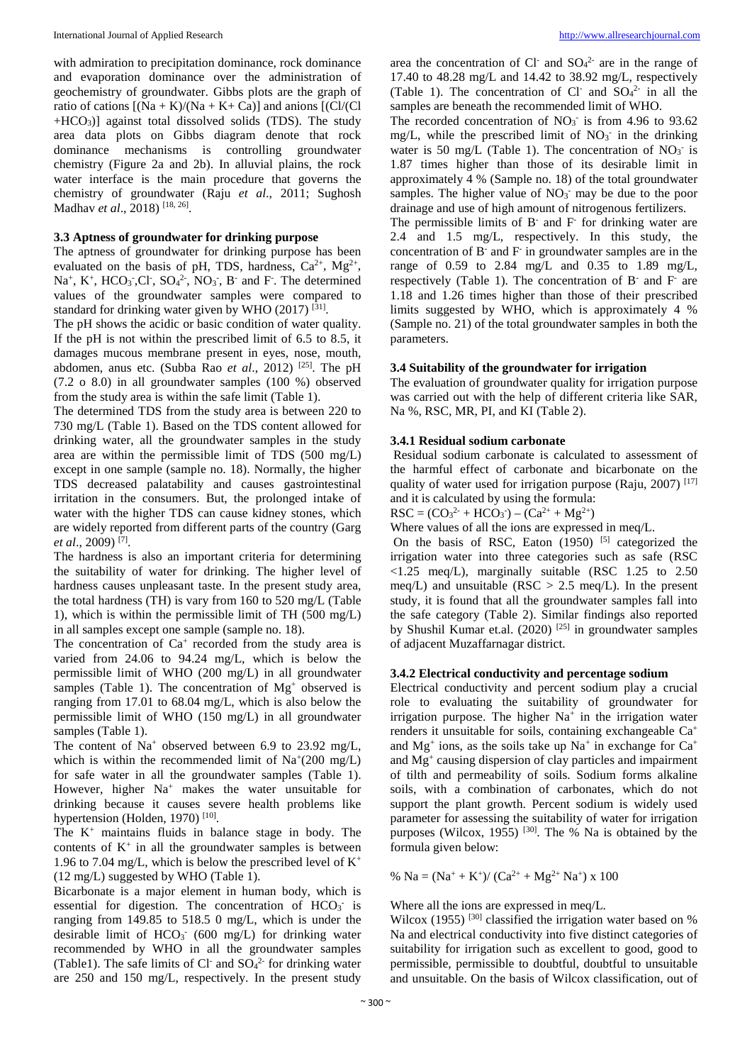with admiration to precipitation dominance, rock dominance and evaporation dominance over the administration of geochemistry of groundwater. Gibbs plots are the graph of ratio of cations [(Na + K)/(Na + K+ Ca)] and anions [(Cl/(Cl +$HCO_3$)] against total dissolved solids (TDS). The study area data plots on Gibbs diagram denote that rock dominance mechanisms is controlling groundwater chemistry (Figure 2a and 2b). In alluvial plains, the rock water interface is the main procedure that governs the chemistry of groundwater (Raju *et al*., 2011; Sughosh Madhav *et al*., 2018) [18, 26].

### 3.3 Aptness of groundwater for drinking purpose

The aptness of groundwater for drinking purpose has been evaluated on the basis of pH, TDS, hardness, $Ca^{2+}$, $Mg^{2+}$, $Na^+$, $K^+$, $HCO_3^-$,$Cl^-$, $SO_4^{2-}$, $NO_3^-$, $B^-$ and $F^-$. The determined values of the groundwater samples were compared to standard for drinking water given by WHO (2017) [31].

The pH shows the acidic or basic condition of water quality. If the pH is not within the prescribed limit of 6.5 to 8.5, it damages mucous membrane present in eyes, nose, mouth, abdomen, anus etc. (Subba Rao *et al*., 2012) [25]. The pH (7.2 o 8.0) in all groundwater samples (100 %) observed from the study area is within the safe limit (Table 1).

The determined TDS from the study area is between 220 to 730 mg/L (Table 1). Based on the TDS content allowed for drinking water, all the groundwater samples in the study area are within the permissible limit of TDS (500 mg/L) except in one sample (sample no. 18). Normally, the higher TDS decreased palatability and causes gastrointestinal irritation in the consumers. But, the prolonged intake of water with the higher TDS can cause kidney stones, which are widely reported from different parts of the country (Garg *et al*., 2009) [7].

The hardness is also an important criteria for determining the suitability of water for drinking. The higher level of hardness causes unpleasant taste. In the present study area, the total hardness (TH) is vary from 160 to 520 mg/L (Table 1), which is within the permissible limit of TH (500 mg/L) in all samples except one sample (sample no. 18).

The concentration of $Ca^+$ recorded from the study area is varied from 24.06 to 94.24 mg/L, which is below the permissible limit of WHO (200 mg/L) in all groundwater samples (Table 1). The concentration of $Mg^+$ observed is ranging from 17.01 to 68.04 mg/L, which is also below the permissible limit of WHO (150 mg/L) in all groundwater samples (Table 1).

The content of $Na^+$ observed between 6.9 to 23.92 mg/L, which is within the recommended limit of $Na^+$(200 mg/L) for safe water in all the groundwater samples (Table 1). However, higher $Na^+$ makes the water unsuitable for drinking because it causes severe health problems like hypertension (Holden, 1970) [10].

The $K^+$ maintains fluids in balance stage in body. The contents of $K^+$ in all the groundwater samples is between 1.96 to 7.04 mg/L, which is below the prescribed level of $K^+$ (12 mg/L) suggested by WHO (Table 1).

Bicarbonate is a major element in human body, which is essential for digestion. The concentration of $HCO_3^-$ is ranging from 149.85 to 518.5 0 mg/L, which is under the desirable limit of $HCO_3^-$ (600 mg/L) for drinking water recommended by WHO in all the groundwater samples (Table1). The safe limits of $Cl^-$ and $SO_4^{2-}$ for drinking water are 250 and 150 mg/L, respectively. In the present study area the concentration of $Cl^-$ and $SO_4^{2-}$ are in the range of 17.40 to 48.28 mg/L and 14.42 to 38.92 mg/L, respectively (Table 1). The concentration of $Cl^-$ and $SO_4^{2-}$ in all the samples are beneath the recommended limit of WHO.

The recorded concentration of $NO_3^-$ is from 4.96 to 93.62 mg/L, while the prescribed limit of $NO_3^-$ in the drinking water is 50 mg/L (Table 1). The concentration of $NO_3^-$ is 1.87 times higher than those of its desirable limit in approximately 4 % (Sample no. 18) of the total groundwater samples. The higher value of $NO_3^-$ may be due to the poor drainage and use of high amount of nitrogenous fertilizers.

The permissible limits of $B^-$ and $F^-$ for drinking water are 2.4 and 1.5 mg/L, respectively. In this study, the concentration of $B^-$ and $F^-$ in groundwater samples are in the range of 0.59 to 2.84 mg/L and 0.35 to 1.89 mg/L, respectively (Table 1). The concentration of $B^-$ and $F^-$ are 1.18 and 1.26 times higher than those of their prescribed limits suggested by WHO, which is approximately 4 % (Sample no. 21) of the total groundwater samples in both the parameters.

### 3.4 Suitability of the groundwater for irrigation

The evaluation of groundwater quality for irrigation purpose was carried out with the help of different criteria like SAR, Na %, RSC, MR, PI, and KI (Table 2).

#### 3.4.1 Residual sodium carbonate

Residual sodium carbonate is calculated to assessment of the harmful effect of carbonate and bicarbonate on the quality of water used for irrigation purpose (Raju, 2007) [17] and it is calculated by using the formula:

$$RSC = (CO_3^{2-} + HCO_3^-) - (Ca^{2+} + Mg^{2+})$$

Where values of all the ions are expressed in meq/L.

On the basis of RSC, Eaton (1950) [5] categorized the irrigation water into three categories such as safe (RSC <1.25 meq/L), marginally suitable (RSC 1.25 to 2.50 meq/L) and unsuitable (RSC > 2.5 meq/L). In the present study, it is found that all the groundwater samples fall into the safe category (Table 2). Similar findings also reported by Shushil Kumar et.al. (2020) [25] in groundwater samples of adjacent Muzaffarnagar district.

#### 3.4.2 Electrical conductivity and percentage sodium

Electrical conductivity and percent sodium play a crucial role to evaluating the suitability of groundwater for irrigation purpose. The higher $Na^+$ in the irrigation water renders it unsuitable for soils, containing exchangeable $Ca^+$ and $Mg^+$ ions, as the soils take up $Na^+$ in exchange for $Ca^+$ and $Mg^+$ causing dispersion of clay particles and impairment of tilth and permeability of soils. Sodium forms alkaline soils, with a combination of carbonates, which do not support the plant growth. Percent sodium is widely used parameter for assessing the suitability of water for irrigation purposes (Wilcox, 1955) [30]. The % Na is obtained by the formula given below:

$$\% Na = (Na^+ + K^+)/ (Ca^{2+} + Mg^{2+} Na^+) \times 100$$

Where all the ions are expressed in meq/L.

Wilcox (1955) [30] classified the irrigation water based on % Na and electrical conductivity into five distinct categories of suitability for irrigation such as excellent to good, good to permissible, permissible to doubtful, doubtful to unsuitable and unsuitable. On the basis of Wilcox classification, out of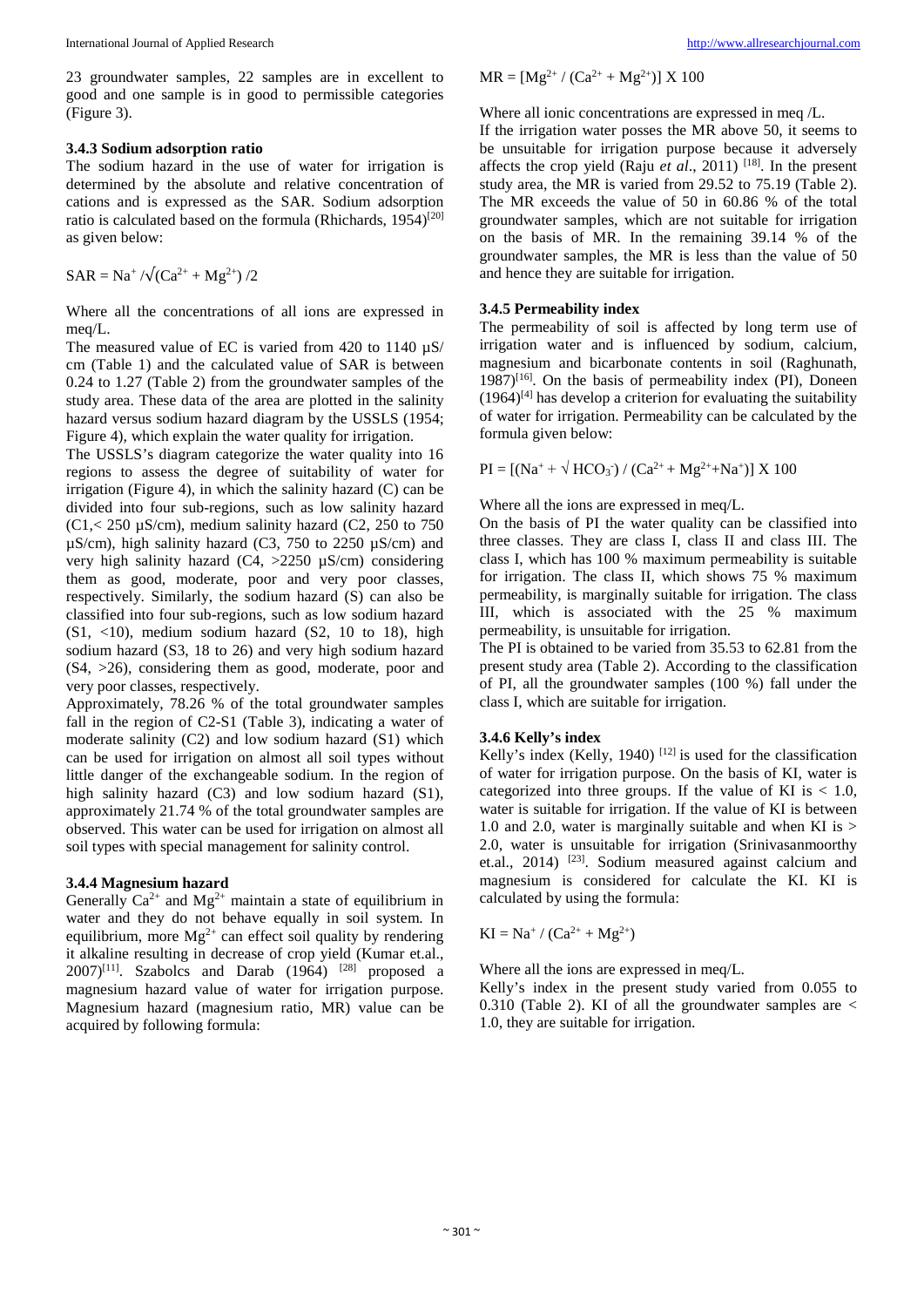23 groundwater samples, 22 samples are in excellent to good and one sample is in good to permissible categories (Figure 3).

### 3.4.3 Sodium adsorption ratio

The sodium hazard in the use of water for irrigation is determined by the absolute and relative concentration of cations and is expressed as the SAR. Sodium adsorption ratio is calculated based on the formula (Rhichards, 1954)[20] as given below:

$$SAR = Na^{+} / \sqrt{(Ca^{2+} + Mg^{2+})/2}$$

Where all the concentrations of all ions are expressed in meq/L.

The measured value of EC is varied from 420 to 1140 µS/ cm (Table 1) and the calculated value of SAR is between 0.24 to 1.27 (Table 2) from the groundwater samples of the study area. These data of the area are plotted in the salinity hazard versus sodium hazard diagram by the USSLS (1954; Figure 4), which explain the water quality for irrigation.

The USSLS's diagram categorize the water quality into 16 regions to assess the degree of suitability of water for irrigation (Figure 4), in which the salinity hazard (C) can be divided into four sub-regions, such as low salinity hazard (C1,< 250 µS/cm), medium salinity hazard (C2, 250 to 750 µS/cm), high salinity hazard (C3, 750 to 2250 µS/cm) and very high salinity hazard (C4, >2250 µS/cm) considering them as good, moderate, poor and very poor classes, respectively. Similarly, the sodium hazard (S) can also be classified into four sub-regions, such as low sodium hazard (S1, <10), medium sodium hazard (S2, 10 to 18), high sodium hazard (S3, 18 to 26) and very high sodium hazard (S4, >26), considering them as good, moderate, poor and very poor classes, respectively.

Approximately, 78.26 % of the total groundwater samples fall in the region of C2-S1 (Table 3), indicating a water of moderate salinity (C2) and low sodium hazard (S1) which can be used for irrigation on almost all soil types without little danger of the exchangeable sodium. In the region of high salinity hazard (C3) and low sodium hazard (S1), approximately 21.74 % of the total groundwater samples are observed. This water can be used for irrigation on almost all soil types with special management for salinity control.

### 3.4.4 Magnesium hazard

Generally $Ca^{2+}$ and $Mg^{2+}$ maintain a state of equilibrium in water and they do not behave equally in soil system. In equilibrium, more $Mg^{2+}$ can effect soil quality by rendering it alkaline resulting in decrease of crop yield (Kumar et.al., 2007)[11]. Szabolcs and Darab (1964) [28] proposed a magnesium hazard value of water for irrigation purpose. Magnesium hazard (magnesium ratio, MR) value can be acquired by following formula:

$$MR = [Mg^{2+} / (Ca^{2+} + Mg^{2+})] \times 100$$

Where all ionic concentrations are expressed in meq /L.

If the irrigation water posses the MR above 50, it seems to be unsuitable for irrigation purpose because it adversely affects the crop yield (Raju *et al*., 2011) [18]. In the present study area, the MR is varied from 29.52 to 75.19 (Table 2). The MR exceeds the value of 50 in 60.86 % of the total groundwater samples, which are not suitable for irrigation on the basis of MR. In the remaining 39.14 % of the groundwater samples, the MR is less than the value of 50 and hence they are suitable for irrigation.

### 3.4.5 Permeability index

The permeability of soil is affected by long term use of irrigation water and is influenced by sodium, calcium, magnesium and bicarbonate contents in soil (Raghunath, 1987)[16]. On the basis of permeability index (PI), Doneen (1964)[4] has develop a criterion for evaluating the suitability of water for irrigation. Permeability can be calculated by the formula given below:

$$PI = [(Na^{+} + \sqrt{HCO_3^{-}}) / (Ca^{2+} + Mg^{2+} + Na^{+})] \times 100$$

Where all the ions are expressed in meq/L.

On the basis of PI the water quality can be classified into three classes. They are class I, class II and class III. The class I, which has 100 % maximum permeability is suitable for irrigation. The class II, which shows 75 % maximum permeability, is marginally suitable for irrigation. The class III, which is associated with the 25 % maximum permeability, is unsuitable for irrigation.

The PI is obtained to be varied from 35.53 to 62.81 from the present study area (Table 2). According to the classification of PI, all the groundwater samples (100 %) fall under the class I, which are suitable for irrigation.

### 3.4.6 Kelly's index

Kelly's index (Kelly, 1940) [12] is used for the classification of water for irrigation purpose. On the basis of KI, water is categorized into three groups. If the value of KI is < 1.0, water is suitable for irrigation. If the value of KI is between 1.0 and 2.0, water is marginally suitable and when KI is > 2.0, water is unsuitable for irrigation (Srinivasanmoorthy et.al., 2014) [23]. Sodium measured against calcium and magnesium is considered for calculate the KI. KI is calculated by using the formula:

$$KI = Na^{+} / (Ca^{2+} + Mg^{2+})$$

Where all the ions are expressed in meq/L.

Kelly's index in the present study varied from 0.055 to 0.310 (Table 2). KI of all the groundwater samples are < 1.0, they are suitable for irrigation.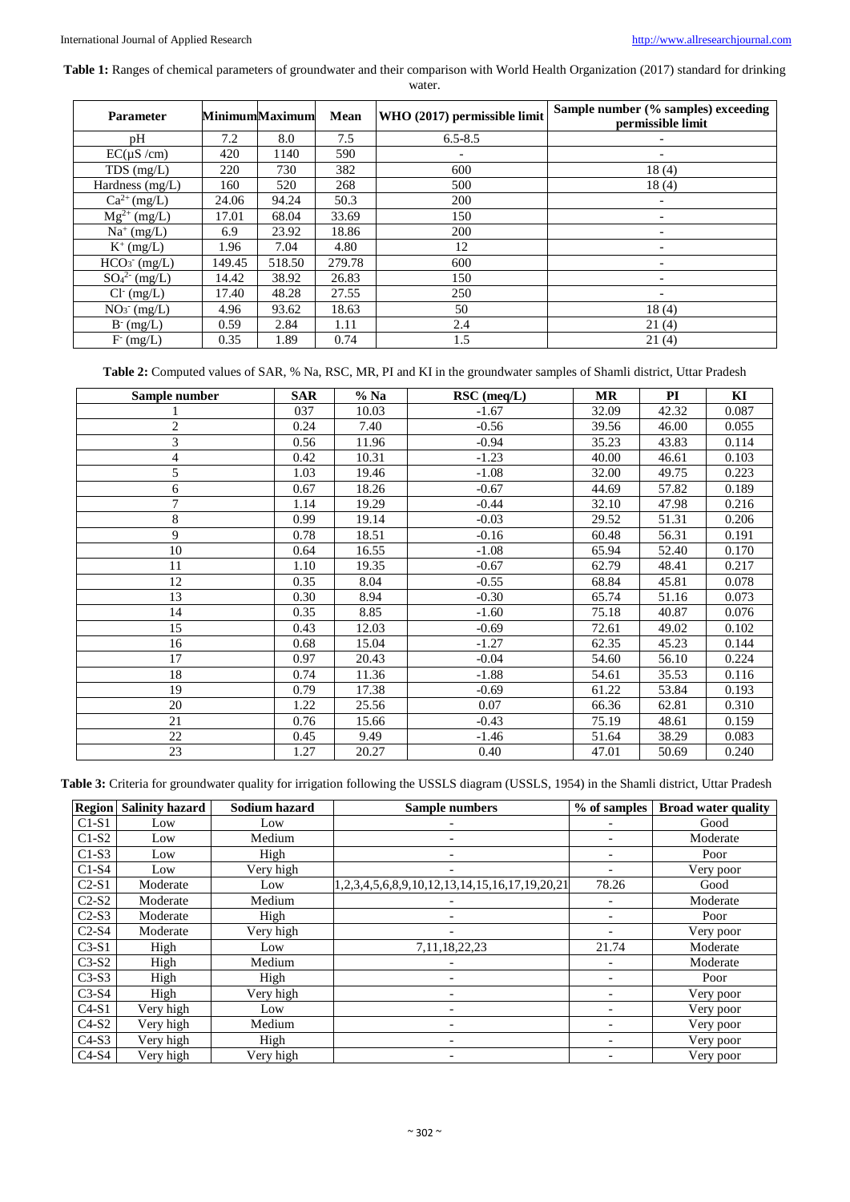**Table 1:** Ranges of chemical parameters of groundwater and their comparison with World Health Organization (2017) standard for drinking water.

| Parameter | Minimum | Maximum | Mean | WHO (2017) permissible limit | Sample number (% samples) exceeding permissible limit |
|---|---|---|---|---|---|
| pH | 7.2 | 8.0 | 7.5 | 6.5-8.5 | - |
| EC(µS /cm) | 420 | 1140 | 590 | - | - |
| TDS (mg/L) | 220 | 730 | 382 | 600 | 18 (4) |
| Hardness (mg/L) | 160 | 520 | 268 | 500 | 18 (4) |
| $Ca^{2+}$ (mg/L) | 24.06 | 94.24 | 50.3 | 200 | - |
| $Mg^{2+}$ (mg/L) | 17.01 | 68.04 | 33.69 | 150 | - |
| $Na^{+}$ (mg/L) | 6.9 | 23.92 | 18.86 | 200 | - |
| $K^{+}$ (mg/L) | 1.96 | 7.04 | 4.80 | 12 | - |
| $HCO_3^-$ (mg/L) | 149.45 | 518.50 | 279.78 | 600 | - |
| $SO_4^{2-}$ (mg/L) | 14.42 | 38.92 | 26.83 | 150 | - |
| $Cl^-$ (mg/L) | 17.40 | 48.28 | 27.55 | 250 | - |
| $NO_3^-$ (mg/L) | 4.96 | 93.62 | 18.63 | 50 | 18 (4) |
| $B^-$ (mg/L) | 0.59 | 2.84 | 1.11 | 2.4 | 21 (4) |
| $F^-$ (mg/L) | 0.35 | 1.89 | 0.74 | 1.5 | 21 (4) |

**Table 2:** Computed values of SAR, % Na, RSC, MR, PI and KI in the groundwater samples of Shamli district, Uttar Pradesh

| Sample number | SAR | % Na | RSC (meq/L) | MR | PI | KI |
|---|---|---|---|---|---|---|
| 1 | 037 | 10.03 | -1.67 | 32.09 | 42.32 | 0.087 |
| 2 | 0.24 | 7.40 | -0.56 | 39.56 | 46.00 | 0.055 |
| 3 | 0.56 | 11.96 | -0.94 | 35.23 | 43.83 | 0.114 |
| 4 | 0.42 | 10.31 | -1.23 | 40.00 | 46.61 | 0.103 |
| 5 | 1.03 | 19.46 | -1.08 | 32.00 | 49.75 | 0.223 |
| 6 | 0.67 | 18.26 | -0.67 | 44.69 | 57.82 | 0.189 |
| 7 | 1.14 | 19.29 | -0.44 | 32.10 | 47.98 | 0.216 |
| 8 | 0.99 | 19.14 | -0.03 | 29.52 | 51.31 | 0.206 |
| 9 | 0.78 | 18.51 | -0.16 | 60.48 | 56.31 | 0.191 |
| 10 | 0.64 | 16.55 | -1.08 | 65.94 | 52.40 | 0.170 |
| 11 | 1.10 | 19.35 | -0.67 | 62.79 | 48.41 | 0.217 |
| 12 | 0.35 | 8.04 | -0.55 | 68.84 | 45.81 | 0.078 |
| 13 | 0.30 | 8.94 | -0.30 | 65.74 | 51.16 | 0.073 |
| 14 | 0.35 | 8.85 | -1.60 | 75.18 | 40.87 | 0.076 |
| 15 | 0.43 | 12.03 | -0.69 | 72.61 | 49.02 | 0.102 |
| 16 | 0.68 | 15.04 | -1.27 | 62.35 | 45.23 | 0.144 |
| 17 | 0.97 | 20.43 | -0.04 | 54.60 | 56.10 | 0.224 |
| 18 | 0.74 | 11.36 | -1.88 | 54.61 | 35.53 | 0.116 |
| 19 | 0.79 | 17.38 | -0.69 | 61.22 | 53.84 | 0.193 |
| 20 | 1.22 | 25.56 | 0.07 | 66.36 | 62.81 | 0.310 |
| 21 | 0.76 | 15.66 | -0.43 | 75.19 | 48.61 | 0.159 |
| 22 | 0.45 | 9.49 | -1.46 | 51.64 | 38.29 | 0.083 |
| 23 | 1.27 | 20.27 | 0.40 | 47.01 | 50.69 | 0.240 |

**Table 3:** Criteria for groundwater quality for irrigation following the USSLS diagram (USSLS, 1954) in the Shamli district, Uttar Pradesh

| Region | Salinity hazard | Sodium hazard | Sample numbers | % of samples | Broad water quality |
|---|---|---|---|---|---|
| C1-S1 | Low | Low | - | - | Good |
| C1-S2 | Low | Medium | - | - | Moderate |
| C1-S3 | Low | High | - | - | Poor |
| C1-S4 | Low | Very high | - | - | Very poor |
| C2-S1 | Moderate | Low | 1,2,3,4,5,6,8,9,10,12,13,14,15,16,17,19,20,21 | 78.26 | Good |
| C2-S2 | Moderate | Medium | - | - | Moderate |
| C2-S3 | Moderate | High | - | - | Poor |
| C2-S4 | Moderate | Very high | - | - | Very poor |
| C3-S1 | High | Low | 7,11,18,22,23 | 21.74 | Moderate |
| C3-S2 | High | Medium | - | - | Moderate |
| C3-S3 | High | High | - | - | Poor |
| C3-S4 | High | Very high | - | - | Very poor |
| C4-S1 | Very high | Low | - | - | Very poor |
| C4-S2 | Very high | Medium | - | - | Very poor |
| C4-S3 | Very high | High | - | - | Very poor |
| C4-S4 | Very high | Very high | - | - | Very poor |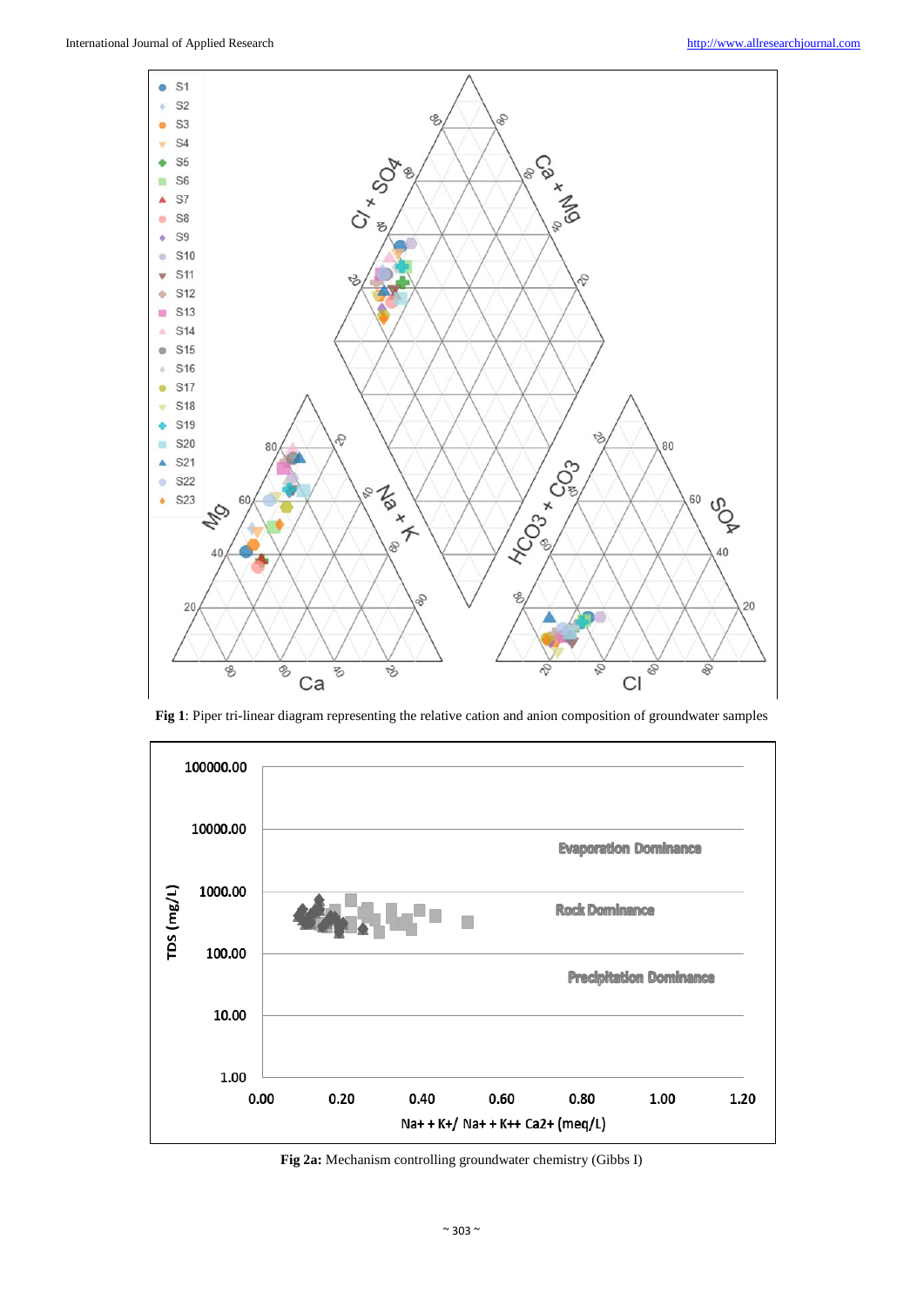**Fig 1**: Piper tri-linear diagram representing the relative cation and anion composition of groundwater samples

**Fig 2a:** Mechanism controlling groundwater chemistry (Gibbs I)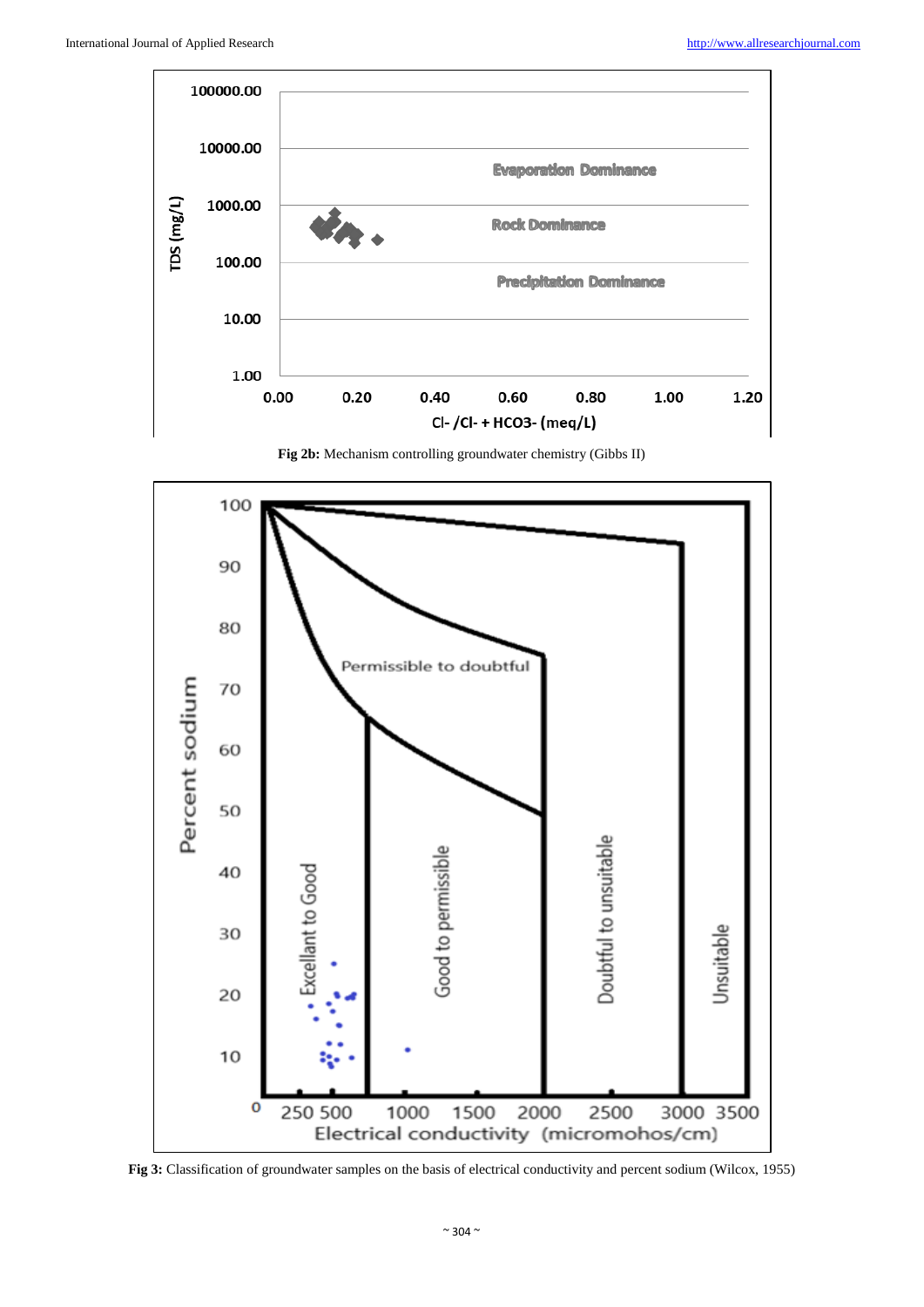**Fig 2b:** Mechanism controlling groundwater chemistry (Gibbs II)

**Fig 3:** Classification of groundwater samples on the basis of electrical conductivity and percent sodium (Wilcox, 1955)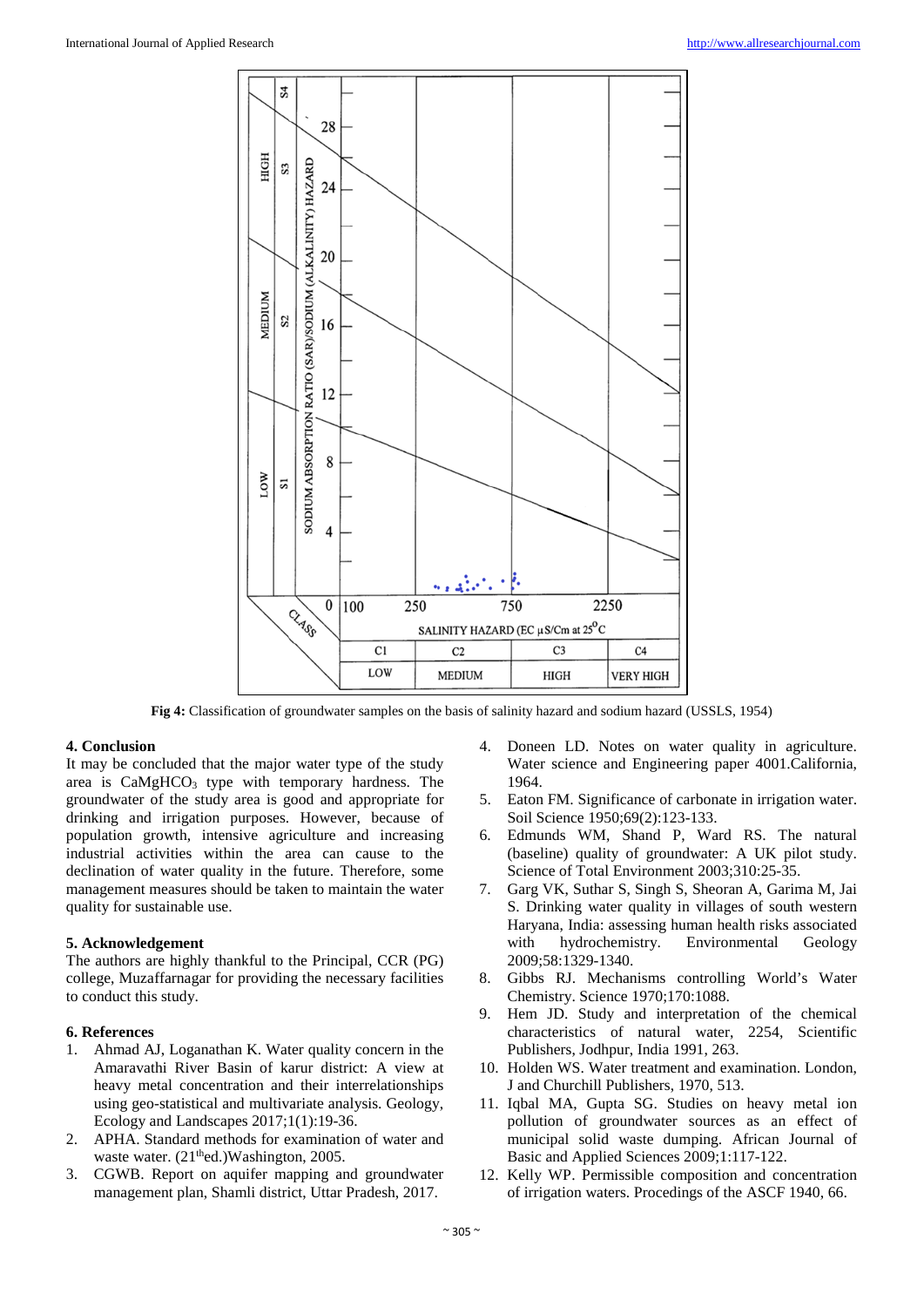Fig 4: Classification of groundwater samples on the basis of salinity hazard and sodium hazard (USSLS, 1954)

## 4. Conclusion

It may be concluded that the major water type of the study area is $CaMgHCO_3$ type with temporary hardness. The groundwater of the study area is good and appropriate for drinking and irrigation purposes. However, because of population growth, intensive agriculture and increasing industrial activities within the area can cause to the declination of water quality in the future. Therefore, some management measures should be taken to maintain the water quality for sustainable use.

## 5. Acknowledgement

The authors are highly thankful to the Principal, CCR (PG) college, Muzaffarnagar for providing the necessary facilities to conduct this study.

## 6. References

1. Ahmad AJ, Loganathan K. Water quality concern in the Amaravathi River Basin of karur district: A view at heavy metal concentration and their interrelationships using geo-statistical and multivariate analysis. Geology, Ecology and Landscapes 2017;1(1):19-36.
2. APHA. Standard methods for examination of water and waste water. (21th ed.)Washington, 2005.
3. CGWB. Report on aquifer mapping and groundwater management plan, Shamli district, Uttar Pradesh, 2017.
4. Doneen LD. Notes on water quality in agriculture. Water science and Engineering paper 4001.California, 1964.
5. Eaton FM. Significance of carbonate in irrigation water. Soil Science 1950;69(2):123-133.
6. Edmunds WM, Shand P, Ward RS. The natural (baseline) quality of groundwater: A UK pilot study. Science of Total Environment 2003;310:25-35.
7. Garg VK, Suthar S, Singh S, Sheoran A, Garima M, Jai S. Drinking water quality in villages of south western Haryana, India: assessing human health risks associated with hydrochemistry. Environmental Geology 2009;58:1329-1340.
8. Gibbs RJ. Mechanisms controlling World's Water Chemistry. Science 1970;170:1088.
9. Hem JD. Study and interpretation of the chemical characteristics of natural water, 2254, Scientific Publishers, Jodhpur, India 1991, 263.
10. Holden WS. Water treatment and examination. London, J and Churchill Publishers, 1970, 513.
11. Iqbal MA, Gupta SG. Studies on heavy metal ion pollution of groundwater sources as an effect of municipal solid waste dumping. African Journal of Basic and Applied Sciences 2009;1:117-122.
12. Kelly WP. Permissible composition and concentration of irrigation waters. Procedings of the ASCF 1940, 66.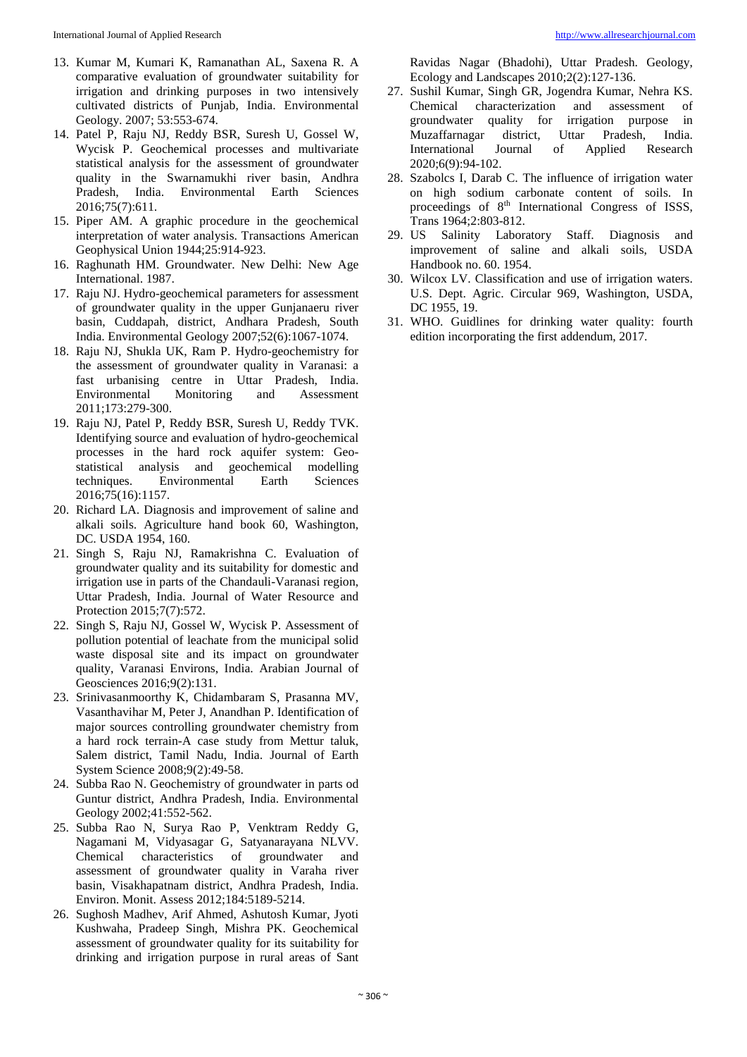13. Kumar M, Kumari K, Ramanathan AL, Saxena R. A comparative evaluation of groundwater suitability for irrigation and drinking purposes in two intensively cultivated districts of Punjab, India. Environmental Geology. 2007; 53:553-674.
14. Patel P, Raju NJ, Reddy BSR, Suresh U, Gossel W, Wycisk P. Geochemical processes and multivariate statistical analysis for the assessment of groundwater quality in the Swarnamukhi river basin, Andhra Pradesh, India. Environmental Earth Sciences 2016;75(7):611.
15. Piper AM. A graphic procedure in the geochemical interpretation of water analysis. Transactions American Geophysical Union 1944;25:914-923.
16. Raghunath HM. Groundwater. New Delhi: New Age International. 1987.
17. Raju NJ. Hydro-geochemical parameters for assessment of groundwater quality in the upper Gunjanaeru river basin, Cuddapah, district, Andhara Pradesh, South India. Environmental Geology 2007;52(6):1067-1074.
18. Raju NJ, Shukla UK, Ram P. Hydro-geochemistry for the assessment of groundwater quality in Varanasi: a fast urbanising centre in Uttar Pradesh, India. Environmental Monitoring and Assessment 2011;173:279-300.
19. Raju NJ, Patel P, Reddy BSR, Suresh U, Reddy TVK. Identifying source and evaluation of hydro-geochemical processes in the hard rock aquifer system: Geo-statistical analysis and geochemical modelling techniques. Environmental Earth Sciences 2016;75(16):1157.
20. Richard LA. Diagnosis and improvement of saline and alkali soils. Agriculture hand book 60, Washington, DC. USDA 1954, 160.
21. Singh S, Raju NJ, Ramakrishna C. Evaluation of groundwater quality and its suitability for domestic and irrigation use in parts of the Chandauli-Varanasi region, Uttar Pradesh, India. Journal of Water Resource and Protection 2015;7(7):572.
22. Singh S, Raju NJ, Gossel W, Wycisk P. Assessment of pollution potential of leachate from the municipal solid waste disposal site and its impact on groundwater quality, Varanasi Environs, India. Arabian Journal of Geosciences 2016;9(2):131.
23. Srinivasanmoorthy K, Chidambaram S, Prasanna MV, Vasanthavihar M, Peter J, Anandhan P. Identification of major sources controlling groundwater chemistry from a hard rock terrain-A case study from Mettur taluk, Salem district, Tamil Nadu, India. Journal of Earth System Science 2008;9(2):49-58.
24. Subba Rao N. Geochemistry of groundwater in parts od Guntur district, Andhra Pradesh, India. Environmental Geology 2002;41:552-562.
25. Subba Rao N, Surya Rao P, Venktram Reddy G, Nagamani M, Vidyasagar G, Satyanarayana NLVV. Chemical characteristics of groundwater and assessment of groundwater quality in Varaha river basin, Visakhapatnam district, Andhra Pradesh, India. Environ. Monit. Assess 2012;184:5189-5214.
26. Sughosh Madhev, Arif Ahmed, Ashutosh Kumar, Jyoti Kushwaha, Pradeep Singh, Mishra PK. Geochemical assessment of groundwater quality for its suitability for drinking and irrigation purpose in rural areas of Sant Ravidas Nagar (Bhadohi), Uttar Pradesh. Geology, Ecology and Landscapes 2010;2(2):127-136.
27. Sushil Kumar, Singh GR, Jogendra Kumar, Nehra KS. Chemical characterization and assessment of groundwater quality for irrigation purpose in Muzaffarnagar district, Uttar Pradesh, India. International Journal of Applied Research 2020;6(9):94-102.
28. Szabolcs I, Darab C. The influence of irrigation water on high sodium carbonate content of soils. In proceedings of 8th International Congress of ISSS, Trans 1964;2:803-812.
29. US Salinity Laboratory Staff. Diagnosis and improvement of saline and alkali soils, USDA Handbook no. 60. 1954.
30. Wilcox LV. Classification and use of irrigation waters. U.S. Dept. Agric. Circular 969, Washington, USDA, DC 1955, 19.
31. WHO. Guidlines for drinking water quality: fourth edition incorporating the first addendum, 2017.